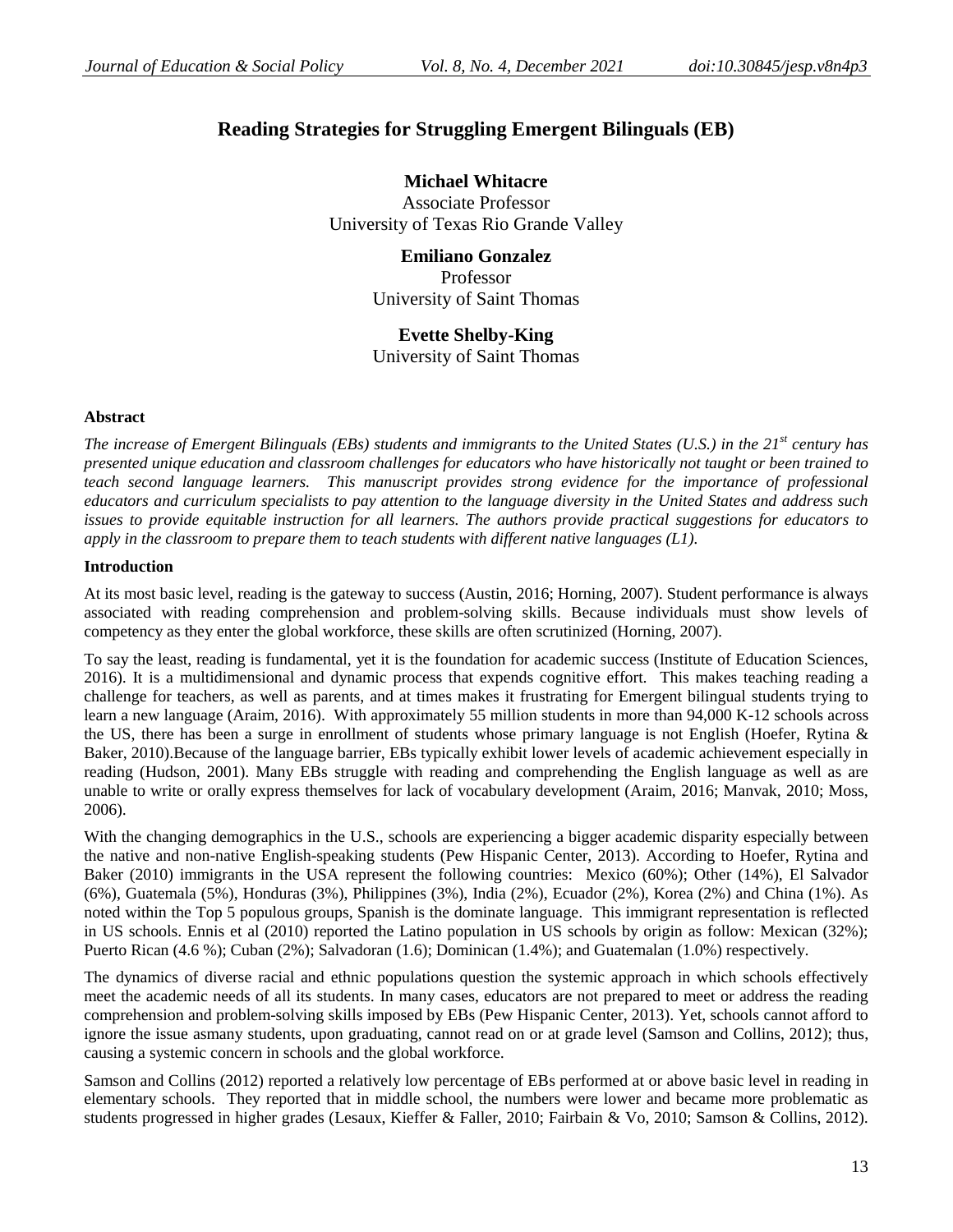# Reading Strategies for Struggling Emergent Bilinguals (EB)

**Michael Whitacre**
Associate Professor
University of Texas Rio Grande Valley

**Emiliano Gonzalez**
Professor
University of Saint Thomas

**Evette Shelby-King**
University of Saint Thomas

### Abstract

*The increase of Emergent Bilinguals (EBs) students and immigrants to the United States (U.S.) in the 21st century has presented unique education and classroom challenges for educators who have historically not taught or been trained to teach second language learners. This manuscript provides strong evidence for the importance of professional educators and curriculum specialists to pay attention to the language diversity in the United States and address such issues to provide equitable instruction for all learners. The authors provide practical suggestions for educators to apply in the classroom to prepare them to teach students with different native languages (L1).*

### Introduction

At its most basic level, reading is the gateway to success (Austin, 2016; Horning, 2007). Student performance is always associated with reading comprehension and problem-solving skills. Because individuals must show levels of competency as they enter the global workforce, these skills are often scrutinized (Horning, 2007).

To say the least, reading is fundamental, yet it is the foundation for academic success (Institute of Education Sciences, 2016). It is a multidimensional and dynamic process that expends cognitive effort. This makes teaching reading a challenge for teachers, as well as parents, and at times makes it frustrating for Emergent bilingual students trying to learn a new language (Araim, 2016). With approximately 55 million students in more than 94,000 K-12 schools across the US, there has been a surge in enrollment of students whose primary language is not English (Hoefer, Rytina & Baker, 2010).Because of the language barrier, EBs typically exhibit lower levels of academic achievement especially in reading (Hudson, 2001). Many EBs struggle with reading and comprehending the English language as well as are unable to write or orally express themselves for lack of vocabulary development (Araim, 2016; Manvak, 2010; Moss, 2006).

With the changing demographics in the U.S., schools are experiencing a bigger academic disparity especially between the native and non-native English-speaking students (Pew Hispanic Center, 2013). According to Hoefer, Rytina and Baker (2010) immigrants in the USA represent the following countries: Mexico (60%); Other (14%), El Salvador (6%), Guatemala (5%), Honduras (3%), Philippines (3%), India (2%), Ecuador (2%), Korea (2%) and China (1%). As noted within the Top 5 populous groups, Spanish is the dominate language. This immigrant representation is reflected in US schools. Ennis et al (2010) reported the Latino population in US schools by origin as follow: Mexican (32%); Puerto Rican (4.6 %); Cuban (2%); Salvadoran (1.6); Dominican (1.4%); and Guatemalan (1.0%) respectively.

The dynamics of diverse racial and ethnic populations question the systemic approach in which schools effectively meet the academic needs of all its students. In many cases, educators are not prepared to meet or address the reading comprehension and problem-solving skills imposed by EBs (Pew Hispanic Center, 2013). Yet, schools cannot afford to ignore the issue asmany students, upon graduating, cannot read on or at grade level (Samson and Collins, 2012); thus, causing a systemic concern in schools and the global workforce.

Samson and Collins (2012) reported a relatively low percentage of EBs performed at or above basic level in reading in elementary schools. They reported that in middle school, the numbers were lower and became more problematic as students progressed in higher grades (Lesaux, Kieffer & Faller, 2010; Fairbain & Vo, 2010; Samson & Collins, 2012).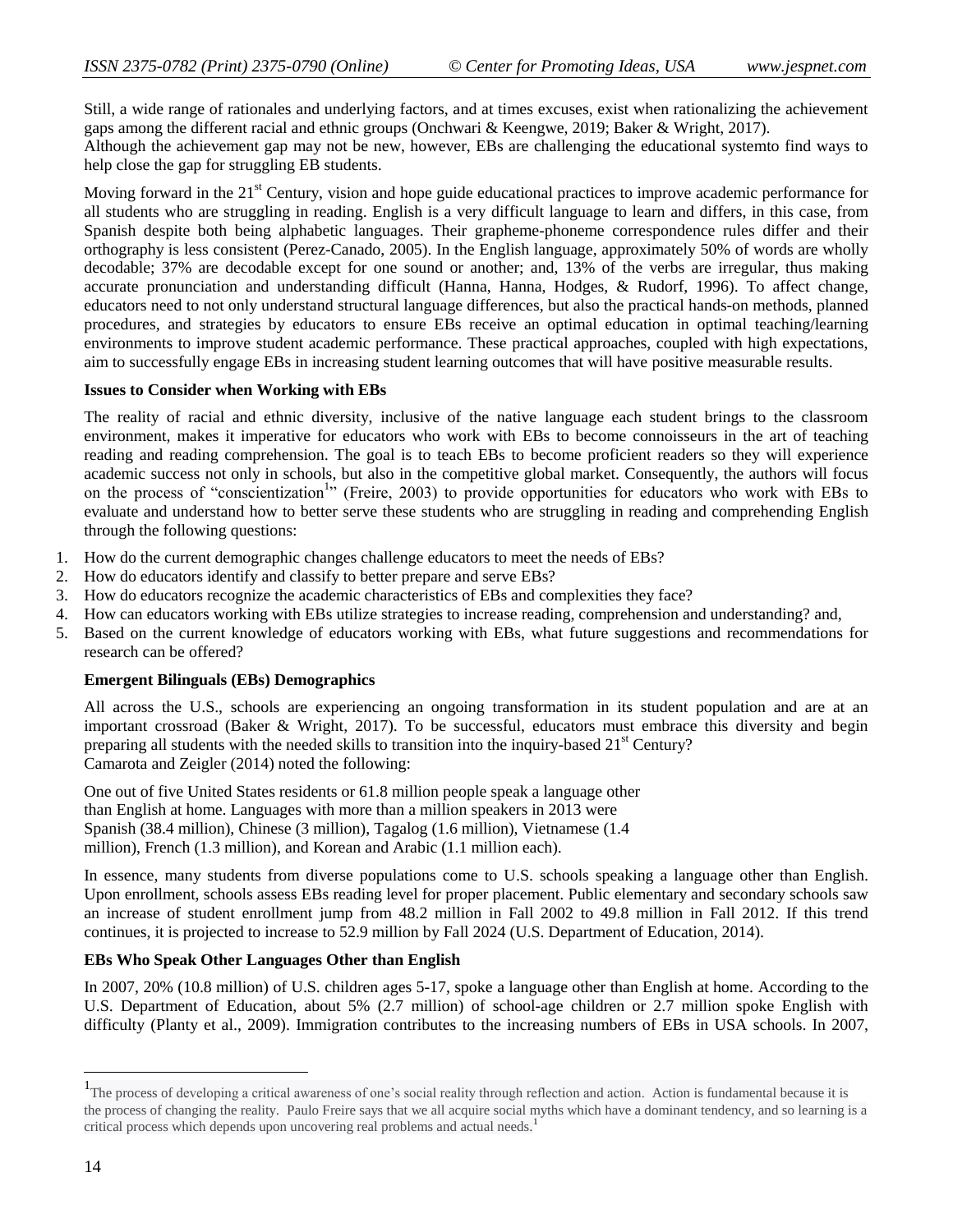Still, a wide range of rationales and underlying factors, and at times excuses, exist when rationalizing the achievement gaps among the different racial and ethnic groups (Onchwari & Keengwe, 2019; Baker & Wright, 2017).
Although the achievement gap may not be new, however, EBs are challenging the educational systemto find ways to help close the gap for struggling EB students.

Moving forward in the 21st Century, vision and hope guide educational practices to improve academic performance for all students who are struggling in reading. English is a very difficult language to learn and differs, in this case, from Spanish despite both being alphabetic languages. Their grapheme-phoneme correspondence rules differ and their orthography is less consistent (Perez-Canado, 2005). In the English language, approximately 50% of words are wholly decodable; 37% are decodable except for one sound or another; and, 13% of the verbs are irregular, thus making accurate pronunciation and understanding difficult (Hanna, Hanna, Hodges, & Rudorf, 1996). To affect change, educators need to not only understand structural language differences, but also the practical hands-on methods, planned procedures, and strategies by educators to ensure EBs receive an optimal education in optimal teaching/learning environments to improve student academic performance. These practical approaches, coupled with high expectations, aim to successfully engage EBs in increasing student learning outcomes that will have positive measurable results.

**Issues to Consider when Working with EBs**

The reality of racial and ethnic diversity, inclusive of the native language each student brings to the classroom environment, makes it imperative for educators who work with EBs to become connoisseurs in the art of teaching reading and reading comprehension. The goal is to teach EBs to become proficient readers so they will experience academic success not only in schools, but also in the competitive global market. Consequently, the authors will focus on the process of "conscientization[1]" (Freire, 2003) to provide opportunities for educators who work with EBs to evaluate and understand how to better serve these students who are struggling in reading and comprehending English through the following questions:

1. How do the current demographic changes challenge educators to meet the needs of EBs?
2. How do educators identify and classify to better prepare and serve EBs?
3. How do educators recognize the academic characteristics of EBs and complexities they face?
4. How can educators working with EBs utilize strategies to increase reading, comprehension and understanding? and,
5. Based on the current knowledge of educators working with EBs, what future suggestions and recommendations for research can be offered?

**Emergent Bilinguals (EBs) Demographics**

All across the U.S., schools are experiencing an ongoing transformation in its student population and are at an important crossroad (Baker & Wright, 2017). To be successful, educators must embrace this diversity and begin preparing all students with the needed skills to transition into the inquiry-based 21st Century?
Camarota and Zeigler (2014) noted the following:

One out of five United States residents or 61.8 million people speak a language other than English at home. Languages with more than a million speakers in 2013 were Spanish (38.4 million), Chinese (3 million), Tagalog (1.6 million), Vietnamese (1.4 million), French (1.3 million), and Korean and Arabic (1.1 million each).

In essence, many students from diverse populations come to U.S. schools speaking a language other than English. Upon enrollment, schools assess EBs reading level for proper placement. Public elementary and secondary schools saw an increase of student enrollment jump from 48.2 million in Fall 2002 to 49.8 million in Fall 2012. If this trend continues, it is projected to increase to 52.9 million by Fall 2024 (U.S. Department of Education, 2014).

**EBs Who Speak Other Languages Other than English**

In 2007, 20% (10.8 million) of U.S. children ages 5-17, spoke a language other than English at home. According to the U.S. Department of Education, about 5% (2.7 million) of school-age children or 2.7 million spoke English with difficulty (Planty et al., 2009). Immigration contributes to the increasing numbers of EBs in USA schools. In 2007,

---

[1] The process of developing a critical awareness of one's social reality through reflection and action. Action is fundamental because it is the process of changing the reality. Paulo Freire says that we all acquire social myths which have a dominant tendency, and so learning is a critical process which depends upon uncovering real problems and actual needs.[1]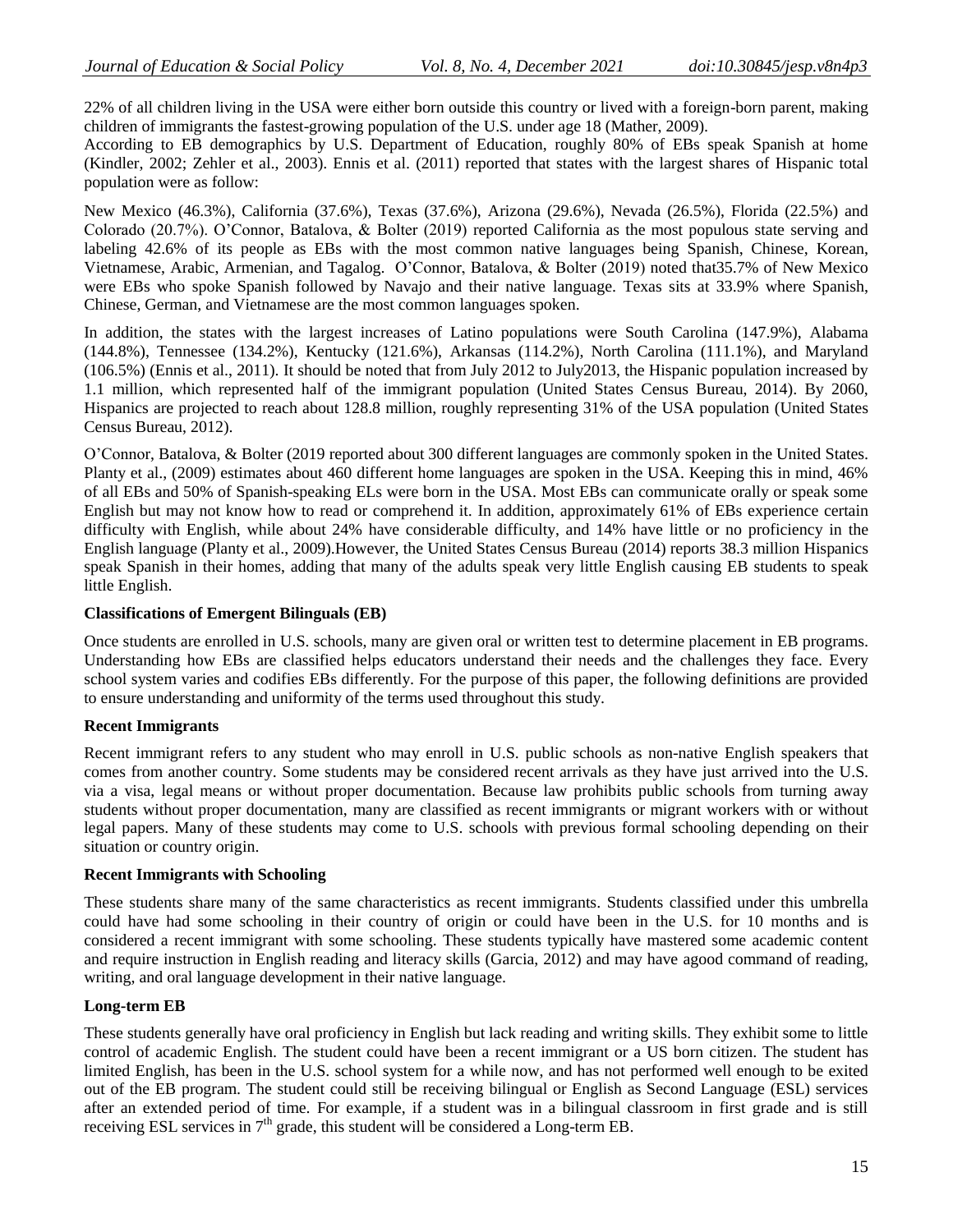22% of all children living in the USA were either born outside this country or lived with a foreign-born parent, making children of immigrants the fastest-growing population of the U.S. under age 18 (Mather, 2009).

According to EB demographics by U.S. Department of Education, roughly 80% of EBs speak Spanish at home (Kindler, 2002; Zehler et al., 2003). Ennis et al. (2011) reported that states with the largest shares of Hispanic total population were as follow:

New Mexico (46.3%), California (37.6%), Texas (37.6%), Arizona (29.6%), Nevada (26.5%), Florida (22.5%) and Colorado (20.7%). O'Connor, Batalova, & Bolter (2019) reported California as the most populous state serving and labeling 42.6% of its people as EBs with the most common native languages being Spanish, Chinese, Korean, Vietnamese, Arabic, Armenian, and Tagalog. O'Connor, Batalova, & Bolter (2019) noted that35.7% of New Mexico were EBs who spoke Spanish followed by Navajo and their native language. Texas sits at 33.9% where Spanish, Chinese, German, and Vietnamese are the most common languages spoken.

In addition, the states with the largest increases of Latino populations were South Carolina (147.9%), Alabama (144.8%), Tennessee (134.2%), Kentucky (121.6%), Arkansas (114.2%), North Carolina (111.1%), and Maryland (106.5%) (Ennis et al., 2011). It should be noted that from July 2012 to July2013, the Hispanic population increased by 1.1 million, which represented half of the immigrant population (United States Census Bureau, 2014). By 2060, Hispanics are projected to reach about 128.8 million, roughly representing 31% of the USA population (United States Census Bureau, 2012).

O'Connor, Batalova, & Bolter (2019 reported about 300 different languages are commonly spoken in the United States. Planty et al., (2009) estimates about 460 different home languages are spoken in the USA. Keeping this in mind, 46% of all EBs and 50% of Spanish-speaking ELs were born in the USA. Most EBs can communicate orally or speak some English but may not know how to read or comprehend it. In addition, approximately 61% of EBs experience certain difficulty with English, while about 24% have considerable difficulty, and 14% have little or no proficiency in the English language (Planty et al., 2009).However, the United States Census Bureau (2014) reports 38.3 million Hispanics speak Spanish in their homes, adding that many of the adults speak very little English causing EB students to speak little English.

**Classifications of Emergent Bilinguals (EB)**

Once students are enrolled in U.S. schools, many are given oral or written test to determine placement in EB programs. Understanding how EBs are classified helps educators understand their needs and the challenges they face. Every school system varies and codifies EBs differently. For the purpose of this paper, the following definitions are provided to ensure understanding and uniformity of the terms used throughout this study.

**Recent Immigrants**

Recent immigrant refers to any student who may enroll in U.S. public schools as non-native English speakers that comes from another country. Some students may be considered recent arrivals as they have just arrived into the U.S. via a visa, legal means or without proper documentation. Because law prohibits public schools from turning away students without proper documentation, many are classified as recent immigrants or migrant workers with or without legal papers. Many of these students may come to U.S. schools with previous formal schooling depending on their situation or country origin.

**Recent Immigrants with Schooling**

These students share many of the same characteristics as recent immigrants. Students classified under this umbrella could have had some schooling in their country of origin or could have been in the U.S. for 10 months and is considered a recent immigrant with some schooling. These students typically have mastered some academic content and require instruction in English reading and literacy skills (Garcia, 2012) and may have agood command of reading, writing, and oral language development in their native language.

**Long-term EB**

These students generally have oral proficiency in English but lack reading and writing skills. They exhibit some to little control of academic English. The student could have been a recent immigrant or a US born citizen. The student has limited English, has been in the U.S. school system for a while now, and has not performed well enough to be exited out of the EB program. The student could still be receiving bilingual or English as Second Language (ESL) services after an extended period of time. For example, if a student was in a bilingual classroom in first grade and is still receiving ESL services in 7th grade, this student will be considered a Long-term EB.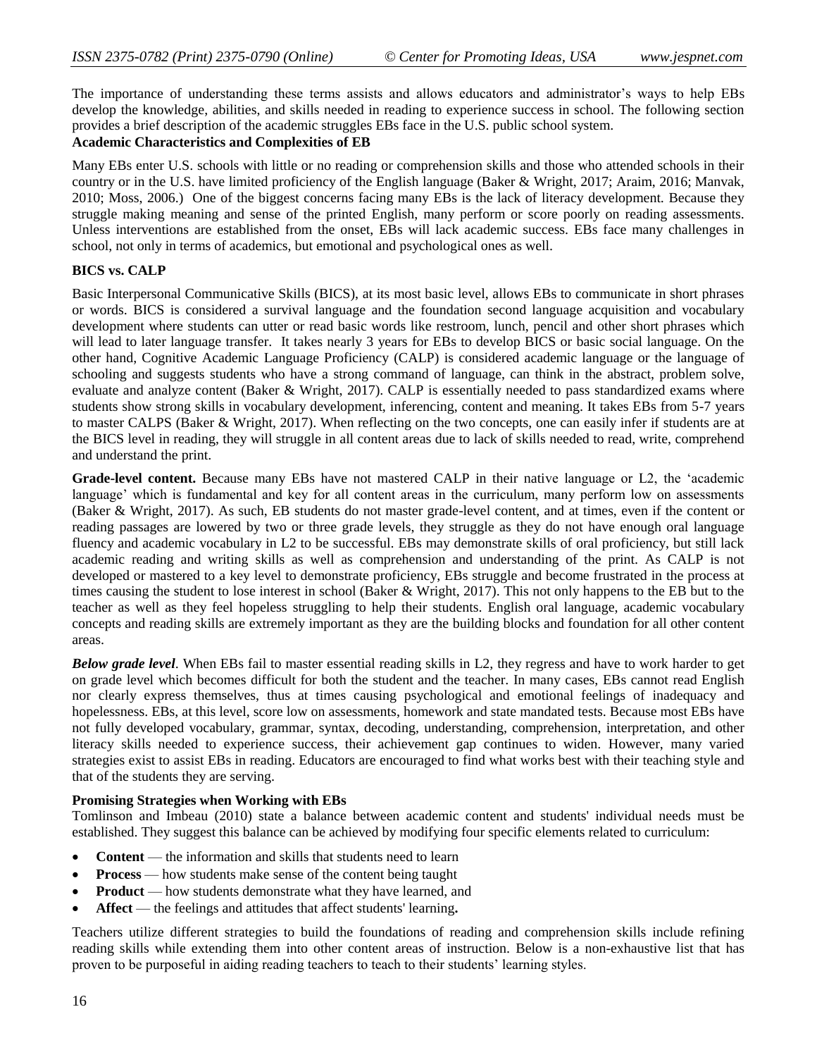The importance of understanding these terms assists and allows educators and administrator's ways to help EBs develop the knowledge, abilities, and skills needed in reading to experience success in school. The following section provides a brief description of the academic struggles EBs face in the U.S. public school system.

**Academic Characteristics and Complexities of EB**

Many EBs enter U.S. schools with little or no reading or comprehension skills and those who attended schools in their country or in the U.S. have limited proficiency of the English language (Baker & Wright, 2017; Araim, 2016; Manvak, 2010; Moss, 2006.) One of the biggest concerns facing many EBs is the lack of literacy development. Because they struggle making meaning and sense of the printed English, many perform or score poorly on reading assessments. Unless interventions are established from the onset, EBs will lack academic success. EBs face many challenges in school, not only in terms of academics, but emotional and psychological ones as well.

**BICS vs. CALP**

Basic Interpersonal Communicative Skills (BICS), at its most basic level, allows EBs to communicate in short phrases or words. BICS is considered a survival language and the foundation second language acquisition and vocabulary development where students can utter or read basic words like restroom, lunch, pencil and other short phrases which will lead to later language transfer. It takes nearly 3 years for EBs to develop BICS or basic social language. On the other hand, Cognitive Academic Language Proficiency (CALP) is considered academic language or the language of schooling and suggests students who have a strong command of language, can think in the abstract, problem solve, evaluate and analyze content (Baker & Wright, 2017). CALP is essentially needed to pass standardized exams where students show strong skills in vocabulary development, inferencing, content and meaning. It takes EBs from 5-7 years to master CALPS (Baker & Wright, 2017). When reflecting on the two concepts, one can easily infer if students are at the BICS level in reading, they will struggle in all content areas due to lack of skills needed to read, write, comprehend and understand the print.

**Grade-level content.** Because many EBs have not mastered CALP in their native language or L2, the 'academic language' which is fundamental and key for all content areas in the curriculum, many perform low on assessments (Baker & Wright, 2017). As such, EB students do not master grade-level content, and at times, even if the content or reading passages are lowered by two or three grade levels, they struggle as they do not have enough oral language fluency and academic vocabulary in L2 to be successful. EBs may demonstrate skills of oral proficiency, but still lack academic reading and writing skills as well as comprehension and understanding of the print. As CALP is not developed or mastered to a key level to demonstrate proficiency, EBs struggle and become frustrated in the process at times causing the student to lose interest in school (Baker & Wright, 2017). This not only happens to the EB but to the teacher as well as they feel hopeless struggling to help their students. English oral language, academic vocabulary concepts and reading skills are extremely important as they are the building blocks and foundation for all other content areas.

***Below grade level***. When EBs fail to master essential reading skills in L2, they regress and have to work harder to get on grade level which becomes difficult for both the student and the teacher. In many cases, EBs cannot read English nor clearly express themselves, thus at times causing psychological and emotional feelings of inadequacy and hopelessness. EBs, at this level, score low on assessments, homework and state mandated tests. Because most EBs have not fully developed vocabulary, grammar, syntax, decoding, understanding, comprehension, interpretation, and other literacy skills needed to experience success, their achievement gap continues to widen. However, many varied strategies exist to assist EBs in reading. Educators are encouraged to find what works best with their teaching style and that of the students they are serving.

**Promising Strategies when Working with EBs**

Tomlinson and Imbeau (2010) state a balance between academic content and students' individual needs must be established. They suggest this balance can be achieved by modifying four specific elements related to curriculum:

- **Content** — the information and skills that students need to learn
- **Process** — how students make sense of the content being taught
- **Product** — how students demonstrate what they have learned, and
- **Affect** — the feelings and attitudes that affect students' learning**.**

Teachers utilize different strategies to build the foundations of reading and comprehension skills include refining reading skills while extending them into other content areas of instruction. Below is a non-exhaustive list that has proven to be purposeful in aiding reading teachers to teach to their students' learning styles.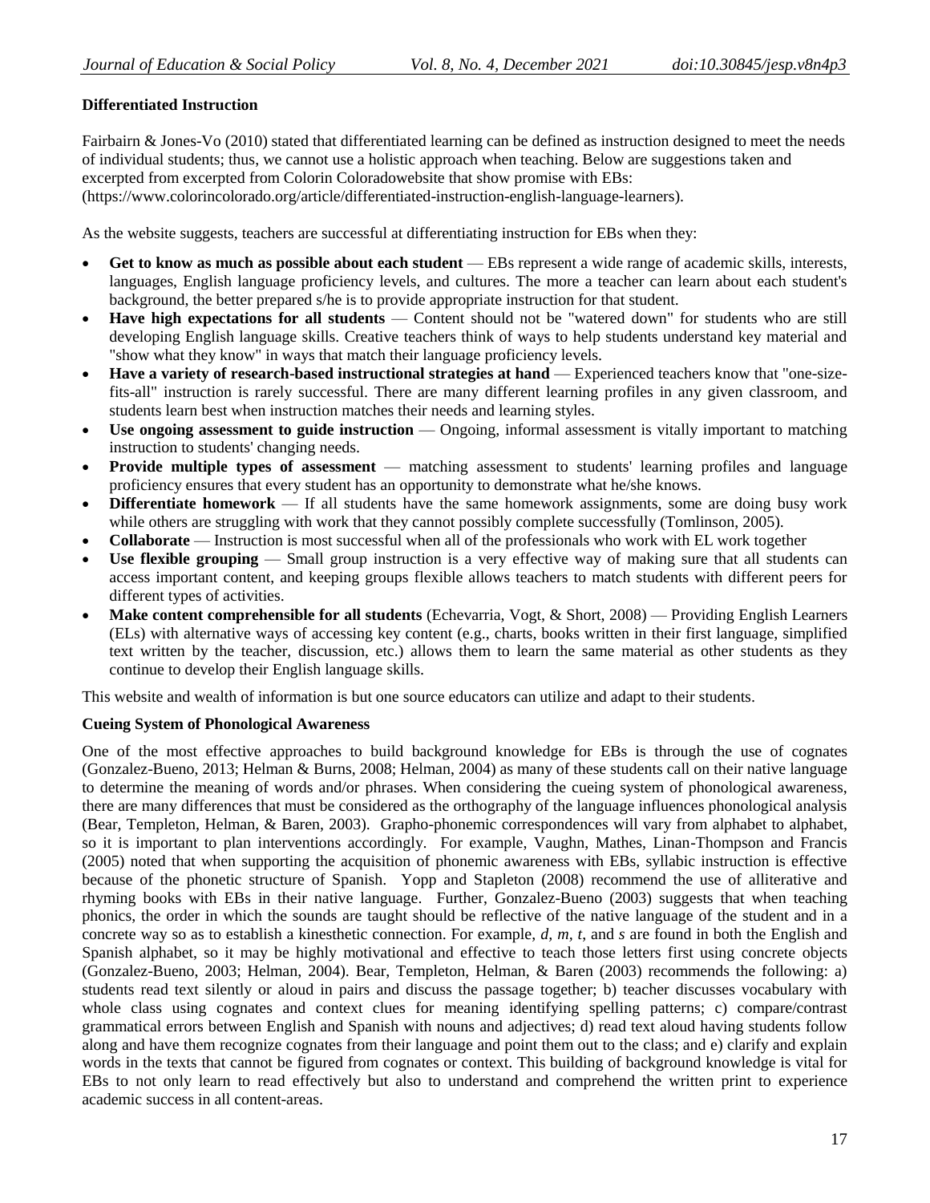**Differentiated Instruction**

Fairbairn & Jones-Vo (2010) stated that differentiated learning can be defined as instruction designed to meet the needs of individual students; thus, we cannot use a holistic approach when teaching. Below are suggestions taken and excerpted from excerpted from Colorin Coloradowebsite that show promise with EBs: (https://www.colorincolorado.org/article/differentiated-instruction-english-language-learners).

As the website suggests, teachers are successful at differentiating instruction for EBs when they:

- **Get to know as much as possible about each student** — EBs represent a wide range of academic skills, interests, languages, English language proficiency levels, and cultures. The more a teacher can learn about each student's background, the better prepared s/he is to provide appropriate instruction for that student.
- **Have high expectations for all students** — Content should not be "watered down" for students who are still developing English language skills. Creative teachers think of ways to help students understand key material and "show what they know" in ways that match their language proficiency levels.
- **Have a variety of research-based instructional strategies at hand** — Experienced teachers know that "one-size-fits-all" instruction is rarely successful. There are many different learning profiles in any given classroom, and students learn best when instruction matches their needs and learning styles.
- **Use ongoing assessment to guide instruction** — Ongoing, informal assessment is vitally important to matching instruction to students' changing needs.
- **Provide multiple types of assessment** — matching assessment to students' learning profiles and language proficiency ensures that every student has an opportunity to demonstrate what he/she knows.
- **Differentiate homework** — If all students have the same homework assignments, some are doing busy work while others are struggling with work that they cannot possibly complete successfully (Tomlinson, 2005).
- **Collaborate** — Instruction is most successful when all of the professionals who work with EL work together
- **Use flexible grouping** — Small group instruction is a very effective way of making sure that all students can access important content, and keeping groups flexible allows teachers to match students with different peers for different types of activities.
- **Make content comprehensible for all students** (Echevarria, Vogt, & Short, 2008) — Providing English Learners (ELs) with alternative ways of accessing key content (e.g., charts, books written in their first language, simplified text written by the teacher, discussion, etc.) allows them to learn the same material as other students as they continue to develop their English language skills.

This website and wealth of information is but one source educators can utilize and adapt to their students.

**Cueing System of Phonological Awareness**

One of the most effective approaches to build background knowledge for EBs is through the use of cognates (Gonzalez-Bueno, 2013; Helman & Burns, 2008; Helman, 2004) as many of these students call on their native language to determine the meaning of words and/or phrases. When considering the cueing system of phonological awareness, there are many differences that must be considered as the orthography of the language influences phonological analysis (Bear, Templeton, Helman, & Baren, 2003). Grapho-phonemic correspondences will vary from alphabet to alphabet, so it is important to plan interventions accordingly. For example, Vaughn, Mathes, Linan-Thompson and Francis (2005) noted that when supporting the acquisition of phonemic awareness with EBs, syllabic instruction is effective because of the phonetic structure of Spanish. Yopp and Stapleton (2008) recommend the use of alliterative and rhyming books with EBs in their native language. Further, Gonzalez-Bueno (2003) suggests that when teaching phonics, the order in which the sounds are taught should be reflective of the native language of the student and in a concrete way so as to establish a kinesthetic connection. For example, *d, m, t,* and *s* are found in both the English and Spanish alphabet, so it may be highly motivational and effective to teach those letters first using concrete objects (Gonzalez-Bueno, 2003; Helman, 2004). Bear, Templeton, Helman, & Baren (2003) recommends the following: a) students read text silently or aloud in pairs and discuss the passage together; b) teacher discusses vocabulary with whole class using cognates and context clues for meaning identifying spelling patterns; c) compare/contrast grammatical errors between English and Spanish with nouns and adjectives; d) read text aloud having students follow along and have them recognize cognates from their language and point them out to the class; and e) clarify and explain words in the texts that cannot be figured from cognates or context. This building of background knowledge is vital for EBs to not only learn to read effectively but also to understand and comprehend the written print to experience academic success in all content-areas.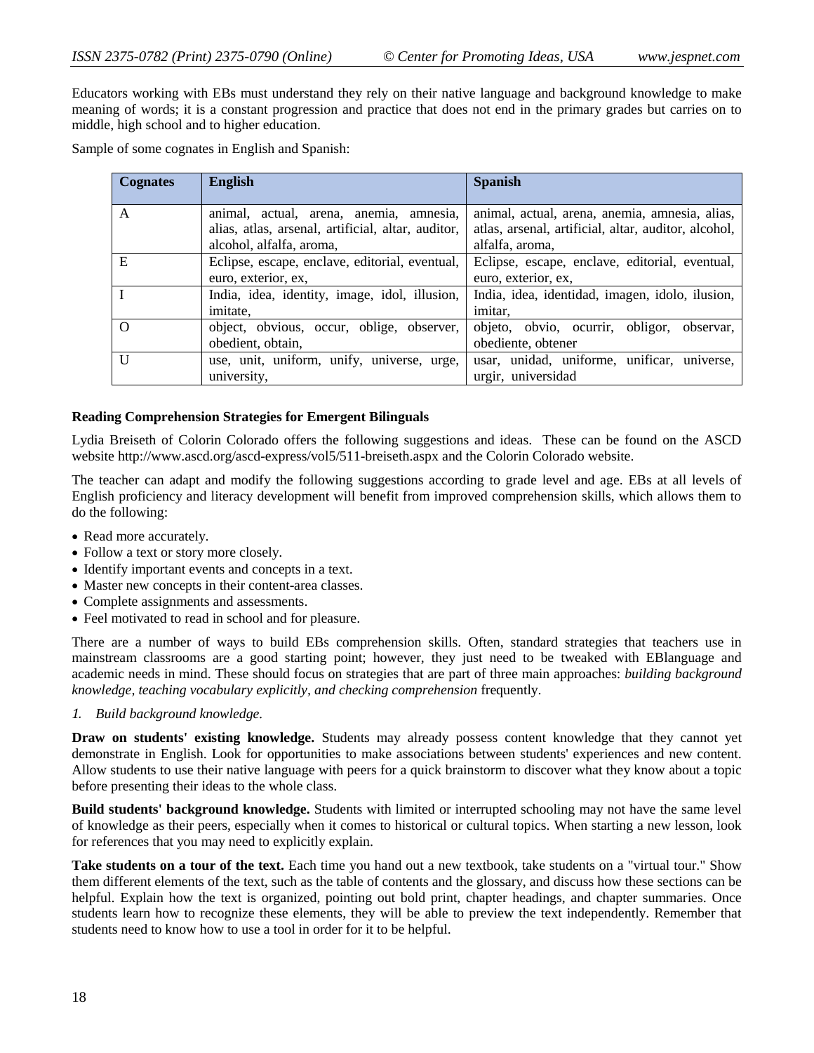Educators working with EBs must understand they rely on their native language and background knowledge to make meaning of words; it is a constant progression and practice that does not end in the primary grades but carries on to middle, high school and to higher education.

Sample of some cognates in English and Spanish:

| Cognates | English | Spanish |
|---|---|---|
| A | animal, actual, arena, anemia, amnesia, alias, atlas, arsenal, artificial, altar, auditor, alcohol, alfalfa, aroma, | animal, actual, arena, anemia, amnesia, alias, atlas, arsenal, artificial, altar, auditor, alcohol, alfalfa, aroma, |
| E | Eclipse, escape, enclave, editorial, eventual, euro, exterior, ex, | Eclipse, escape, enclave, editorial, eventual, euro, exterior, ex, |
| I | India, idea, identity, image, idol, illusion, imitate, | India, idea, identidad, imagen, idolo, ilusion, imitar, |
| O | object, obvious, occur, oblige, observer, obedient, obtain, | objeto, obvio, ocurrir, obligor, observar, obediente, obtener |
| U | use, unit, uniform, unify, universe, urge, university, | usar, unidad, uniforme, unificar, universe, urgir, universidad |

**Reading Comprehension Strategies for Emergent Bilinguals**

Lydia Breiseth of Colorin Colorado offers the following suggestions and ideas. These can be found on the ASCD website http://www.ascd.org/ascd-express/vol5/511-breiseth.aspx and the Colorin Colorado website.

The teacher can adapt and modify the following suggestions according to grade level and age. EBs at all levels of English proficiency and literacy development will benefit from improved comprehension skills, which allows them to do the following:

- Read more accurately.
- Follow a text or story more closely.
- Identify important events and concepts in a text.
- Master new concepts in their content-area classes.
- Complete assignments and assessments.
- Feel motivated to read in school and for pleasure.

There are a number of ways to build EBs comprehension skills. Often, standard strategies that teachers use in mainstream classrooms are a good starting point; however, they just need to be tweaked with EBlanguage and academic needs in mind. These should focus on strategies that are part of three main approaches: *building background knowledge, teaching vocabulary explicitly, and checking comprehension* frequently.

*1. Build background knowledge.*

**Draw on students' existing knowledge.** Students may already possess content knowledge that they cannot yet demonstrate in English. Look for opportunities to make associations between students' experiences and new content. Allow students to use their native language with peers for a quick brainstorm to discover what they know about a topic before presenting their ideas to the whole class.

**Build students' background knowledge.** Students with limited or interrupted schooling may not have the same level of knowledge as their peers, especially when it comes to historical or cultural topics. When starting a new lesson, look for references that you may need to explicitly explain.

**Take students on a tour of the text.** Each time you hand out a new textbook, take students on a "virtual tour." Show them different elements of the text, such as the table of contents and the glossary, and discuss how these sections can be helpful. Explain how the text is organized, pointing out bold print, chapter headings, and chapter summaries. Once students learn how to recognize these elements, they will be able to preview the text independently. Remember that students need to know how to use a tool in order for it to be helpful.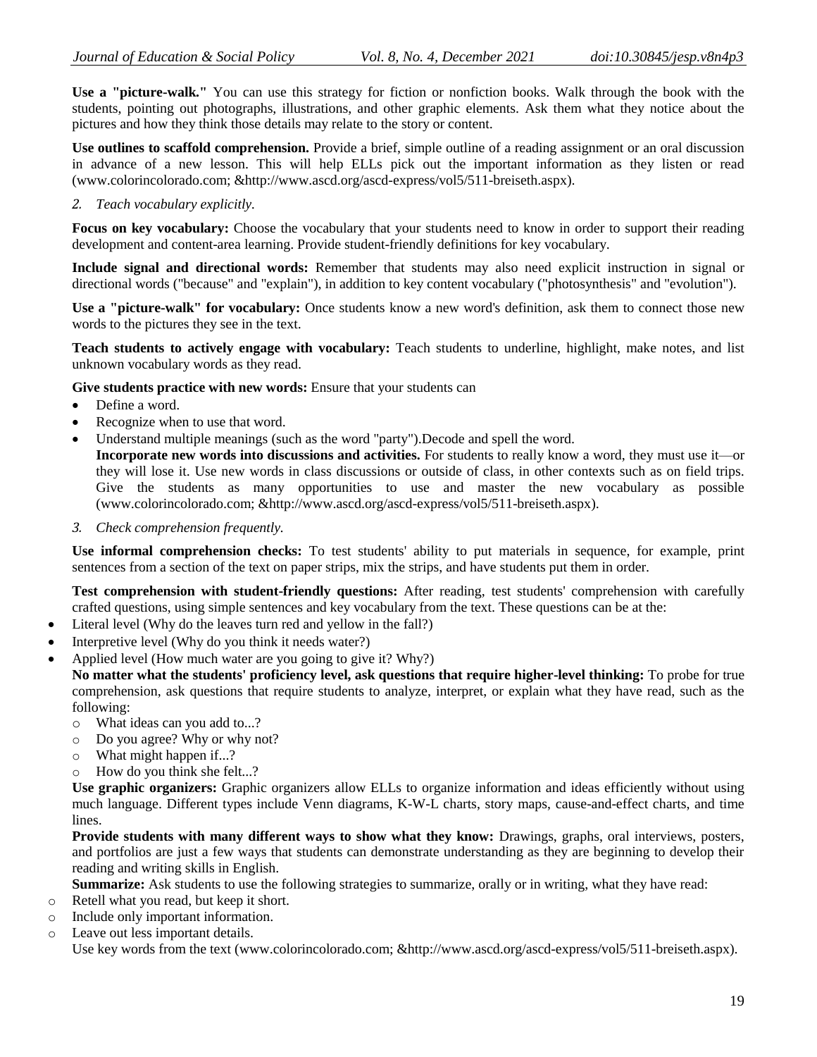**Use a "picture-walk."** You can use this strategy for fiction or nonfiction books. Walk through the book with the students, pointing out photographs, illustrations, and other graphic elements. Ask them what they notice about the pictures and how they think those details may relate to the story or content.

**Use outlines to scaffold comprehension.** Provide a brief, simple outline of a reading assignment or an oral discussion in advance of a new lesson. This will help ELLs pick out the important information as they listen or read (www.colorincolorado.com; &http://www.ascd.org/ascd-express/vol5/511-breiseth.aspx).

2. *Teach vocabulary explicitly.*

**Focus on key vocabulary:** Choose the vocabulary that your students need to know in order to support their reading development and content-area learning. Provide student-friendly definitions for key vocabulary.

**Include signal and directional words:** Remember that students may also need explicit instruction in signal or directional words ("because" and "explain"), in addition to key content vocabulary ("photosynthesis" and "evolution").

**Use a "picture-walk" for vocabulary:** Once students know a new word's definition, ask them to connect those new words to the pictures they see in the text.

**Teach students to actively engage with vocabulary:** Teach students to underline, highlight, make notes, and list unknown vocabulary words as they read.

**Give students practice with new words:** Ensure that your students can

- Define a word.
- Recognize when to use that word.
- Understand multiple meanings (such as the word "party").Decode and spell the word.
  **Incorporate new words into discussions and activities.** For students to really know a word, they must use it—or they will lose it. Use new words in class discussions or outside of class, in other contexts such as on field trips. Give the students as many opportunities to use and master the new vocabulary as possible (www.colorincolorado.com; &http://www.ascd.org/ascd-express/vol5/511-breiseth.aspx).

3. *Check comprehension frequently.*

**Use informal comprehension checks:** To test students' ability to put materials in sequence, for example, print sentences from a section of the text on paper strips, mix the strips, and have students put them in order.

**Test comprehension with student-friendly questions:** After reading, test students' comprehension with carefully crafted questions, using simple sentences and key vocabulary from the text. These questions can be at the:

- Literal level (Why do the leaves turn red and yellow in the fall?)
- Interpretive level (Why do you think it needs water?)
- Applied level (How much water are you going to give it? Why?)

**No matter what the students' proficiency level, ask questions that require higher-level thinking:** To probe for true comprehension, ask questions that require students to analyze, interpret, or explain what they have read, such as the following:

- What ideas can you add to...?
- Do you agree? Why or why not?
- What might happen if...?
- How do you think she felt...?

**Use graphic organizers:** Graphic organizers allow ELLs to organize information and ideas efficiently without using much language. Different types include Venn diagrams, K-W-L charts, story maps, cause-and-effect charts, and time lines.

**Provide students with many different ways to show what they know:** Drawings, graphs, oral interviews, posters, and portfolios are just a few ways that students can demonstrate understanding as they are beginning to develop their reading and writing skills in English.

**Summarize:** Ask students to use the following strategies to summarize, orally or in writing, what they have read:

- Retell what you read, but keep it short.
- Include only important information.
- Leave out less important details.

Use key words from the text (www.colorincolorado.com; &http://www.ascd.org/ascd-express/vol5/511-breiseth.aspx).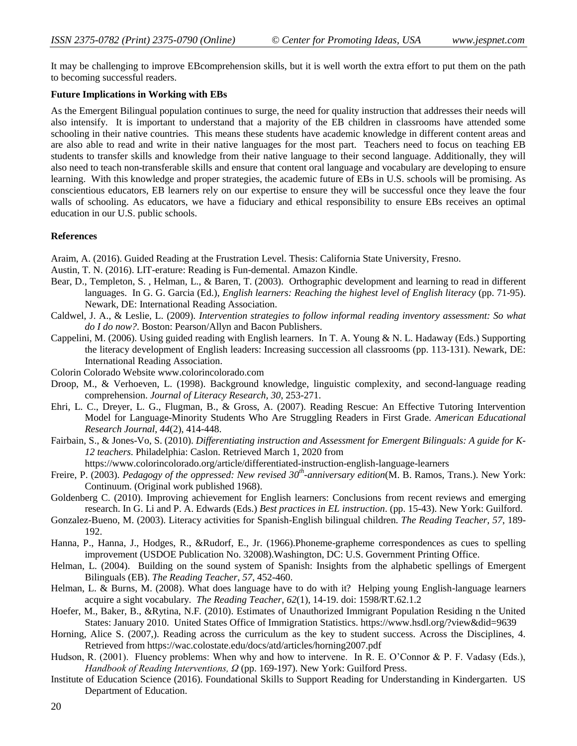It may be challenging to improve EBcomprehension skills, but it is well worth the extra effort to put them on the path to becoming successful readers.

**Future Implications in Working with EBs**

As the Emergent Bilingual population continues to surge, the need for quality instruction that addresses their needs will also intensify. It is important to understand that a majority of the EB children in classrooms have attended some schooling in their native countries. This means these students have academic knowledge in different content areas and are also able to read and write in their native languages for the most part. Teachers need to focus on teaching EB students to transfer skills and knowledge from their native language to their second language. Additionally, they will also need to teach non-transferable skills and ensure that content oral language and vocabulary are developing to ensure learning. With this knowledge and proper strategies, the academic future of EBs in U.S. schools will be promising. As conscientious educators, EB learners rely on our expertise to ensure they will be successful once they leave the four walls of schooling. As educators, we have a fiduciary and ethical responsibility to ensure EBs receives an optimal education in our U.S. public schools.

**References**

Araim, A. (2016). Guided Reading at the Frustration Level. Thesis: California State University, Fresno.

Austin, T. N. (2016). LIT-erature: Reading is Fun-demental. Amazon Kindle.

Bear, D., Templeton, S. , Helman, L., & Baren, T. (2003). Orthographic development and learning to read in different languages. In G. G. Garcia (Ed.), *English learners: Reaching the highest level of English literacy* (pp. 71-95). Newark, DE: International Reading Association.

Caldwel, J. A., & Leslie, L. (2009). *Intervention strategies to follow informal reading inventory assessment: So what do I do now?*. Boston: Pearson/Allyn and Bacon Publishers.

Cappelini, M. (2006). Using guided reading with English learners. In T. A. Young & N. L. Hadaway (Eds.) Supporting the literacy development of English leaders: Increasing succession all classrooms (pp. 113-131). Newark, DE: International Reading Association.

Colorin Colorado Website www.colorincolorado.com

Droop, M., & Verhoeven, L. (1998). Background knowledge, linguistic complexity, and second-language reading comprehension. *Journal of Literacy Research, 30*, 253-271.

Ehri, L. C., Dreyer, L. G., Flugman, B., & Gross, A. (2007). Reading Rescue: An Effective Tutoring Intervention Model for Language-Minority Students Who Are Struggling Readers in First Grade. *American Educational Research Journal*, *44*(2), 414-448.

Fairbain, S., & Jones-Vo, S. (2010). *Differentiating instruction and Assessment for Emergent Bilinguals: A guide for K-12 teachers*. Philadelphia: Caslon. Retrieved March 1, 2020 from https://www.colorincolorado.org/article/differentiated-instruction-english-language-learners

Freire, P. (2003). *Pedagogy of the oppressed: New revised 30th-anniversary edition*(M. B. Ramos, Trans.). New York: Continuum. (Original work published 1968).

Goldenberg C. (2010). Improving achievement for English learners: Conclusions from recent reviews and emerging research. In G. Li and P. A. Edwards (Eds.) *Best practices in EL instruction*. (pp. 15-43). New York: Guilford.

Gonzalez-Bueno, M. (2003). Literacy activities for Spanish-English bilingual children. *The Reading Teacher*, *57*, 189-192.

Hanna, P., Hanna, J., Hodges, R., &Rudorf, E., Jr. (1966).Phoneme-grapheme correspondences as cues to spelling improvement (USDOE Publication No. 32008).Washington, DC: U.S. Government Printing Office.

Helman, L. (2004). Building on the sound system of Spanish: Insights from the alphabetic spellings of Emergent Bilinguals (EB). *The Reading Teacher*, *57*, 452-460.

Helman, L. & Burns, M. (2008). What does language have to do with it? Helping young English-language learners acquire a sight vocabulary. *The Reading Teacher, 62*(1), 14-19. doi: 1598/RT.62.1.2

Hoefer, M., Baker, B., &Rytina, N.F. (2010). Estimates of Unauthorized Immigrant Population Residing n the United States: January 2010. United States Office of Immigration Statistics. https://www.hsdl.org/?view&did=9639

Horning, Alice S. (2007,). Reading across the curriculum as the key to student success. Across the Disciplines, 4. Retrieved from https://wac.colostate.edu/docs/atd/articles/horning2007.pdf

Hudson, R. (2001). Fluency problems: When why and how to intervene. In R. E. O'Connor & P. F. Vadasy (Eds.), *Handbook of Reading Interventions, Ω* (pp. 169-197). New York: Guilford Press.

Institute of Education Science (2016). Foundational Skills to Support Reading for Understanding in Kindergarten. US Department of Education.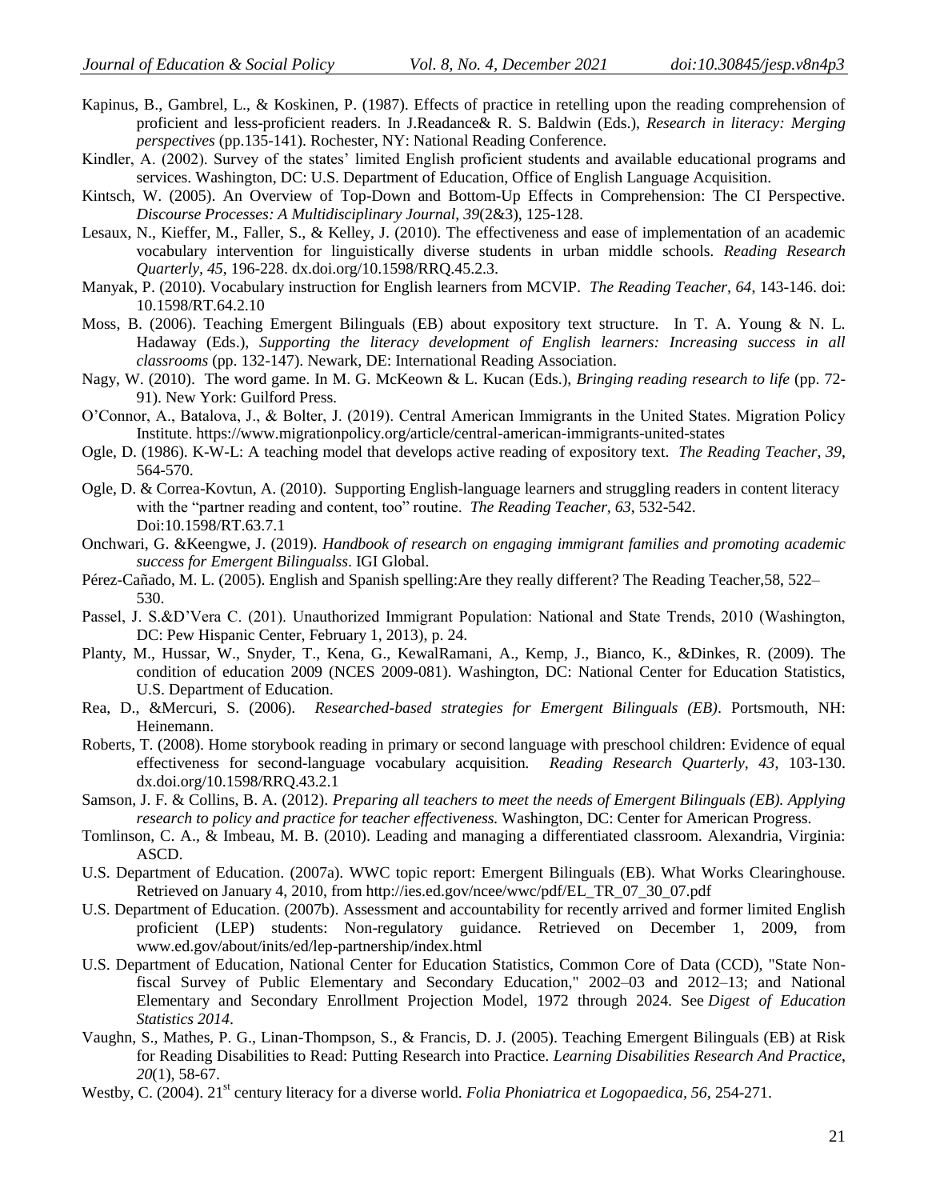Kapinus, B., Gambrel, L., & Koskinen, P. (1987). Effects of practice in retelling upon the reading comprehension of proficient and less-proficient readers. In J.Readance& R. S. Baldwin (Eds.), *Research in literacy: Merging perspectives* (pp.135-141). Rochester, NY: National Reading Conference.

Kindler, A. (2002). Survey of the states' limited English proficient students and available educational programs and services. Washington, DC: U.S. Department of Education, Office of English Language Acquisition.

Kintsch, W. (2005). An Overview of Top-Down and Bottom-Up Effects in Comprehension: The CI Perspective. *Discourse Processes: A Multidisciplinary Journal*, *39*(2&3), 125-128.

Lesaux, N., Kieffer, M., Faller, S., & Kelley, J. (2010). The effectiveness and ease of implementation of an academic vocabulary intervention for linguistically diverse students in urban middle schools. *Reading Research Quarterly*, *45*, 196-228. dx.doi.org/10.1598/RRQ.45.2.3.

Manyak, P. (2010). Vocabulary instruction for English learners from MCVIP. *The Reading Teacher*, *64*, 143-146. doi: 10.1598/RT.64.2.10

Moss, B. (2006). Teaching Emergent Bilinguals (EB) about expository text structure. In T. A. Young & N. L. Hadaway (Eds.), *Supporting the literacy development of English learners: Increasing success in all classrooms* (pp. 132-147). Newark, DE: International Reading Association.

Nagy, W. (2010). The word game. In M. G. McKeown & L. Kucan (Eds.), *Bringing reading research to life* (pp. 72-91). New York: Guilford Press.

O'Connor, A., Batalova, J., & Bolter, J. (2019). Central American Immigrants in the United States. Migration Policy Institute. https://www.migrationpolicy.org/article/central-american-immigrants-united-states

Ogle, D. (1986). K-W-L: A teaching model that develops active reading of expository text. *The Reading Teacher*, *39*, 564-570.

Ogle, D. & Correa-Kovtun, A. (2010). Supporting English-language learners and struggling readers in content literacy with the "partner reading and content, too" routine. *The Reading Teacher*, *63*, 532-542. Doi:10.1598/RT.63.7.1

Onchwari, G. &Keengwe, J. (2019). *Handbook of research on engaging immigrant families and promoting academic success for Emergent Bilingualss*. IGI Global.

Pérez-Cañado, M. L. (2005). English and Spanish spelling:Are they really different? The Reading Teacher,58, 522–530.

Passel, J. S.&D'Vera C. (201). Unauthorized Immigrant Population: National and State Trends, 2010 (Washington, DC: Pew Hispanic Center, February 1, 2013), p. 24.

Planty, M., Hussar, W., Snyder, T., Kena, G., KewalRamani, A., Kemp, J., Bianco, K., &Dinkes, R. (2009). The condition of education 2009 (NCES 2009-081). Washington, DC: National Center for Education Statistics, U.S. Department of Education.

Rea, D., &Mercuri, S. (2006). *Researched-based strategies for Emergent Bilinguals (EB)*. Portsmouth, NH: Heinemann.

Roberts, T. (2008). Home storybook reading in primary or second language with preschool children: Evidence of equal effectiveness for second-language vocabulary acquisition. *Reading Research Quarterly, 43*, 103-130. dx.doi.org/10.1598/RRQ.43.2.1

Samson, J. F. & Collins, B. A. (2012). *Preparing all teachers to meet the needs of Emergent Bilinguals (EB). Applying research to policy and practice for teacher effectiveness.* Washington, DC: Center for American Progress.

Tomlinson, C. A., & Imbeau, M. B. (2010). Leading and managing a differentiated classroom. Alexandria, Virginia: ASCD.

U.S. Department of Education. (2007a). WWC topic report: Emergent Bilinguals (EB). What Works Clearinghouse. Retrieved on January 4, 2010, from http://ies.ed.gov/ncee/wwc/pdf/EL_TR_07_30_07.pdf

U.S. Department of Education. (2007b). Assessment and accountability for recently arrived and former limited English proficient (LEP) students: Non-regulatory guidance. Retrieved on December 1, 2009, from www.ed.gov/about/inits/ed/lep-partnership/index.html

U.S. Department of Education, National Center for Education Statistics, Common Core of Data (CCD), "State Non-fiscal Survey of Public Elementary and Secondary Education," 2002–03 and 2012–13; and National Elementary and Secondary Enrollment Projection Model, 1972 through 2024. See *Digest of Education Statistics 2014*.

Vaughn, S., Mathes, P. G., Linan-Thompson, S., & Francis, D. J. (2005). Teaching Emergent Bilinguals (EB) at Risk for Reading Disabilities to Read: Putting Research into Practice. *Learning Disabilities Research And Practice*, *20*(1), 58-67.

Westby, C. (2004). 21st century literacy for a diverse world. *Folia Phoniatrica et Logopaedica*, *56*, 254-271.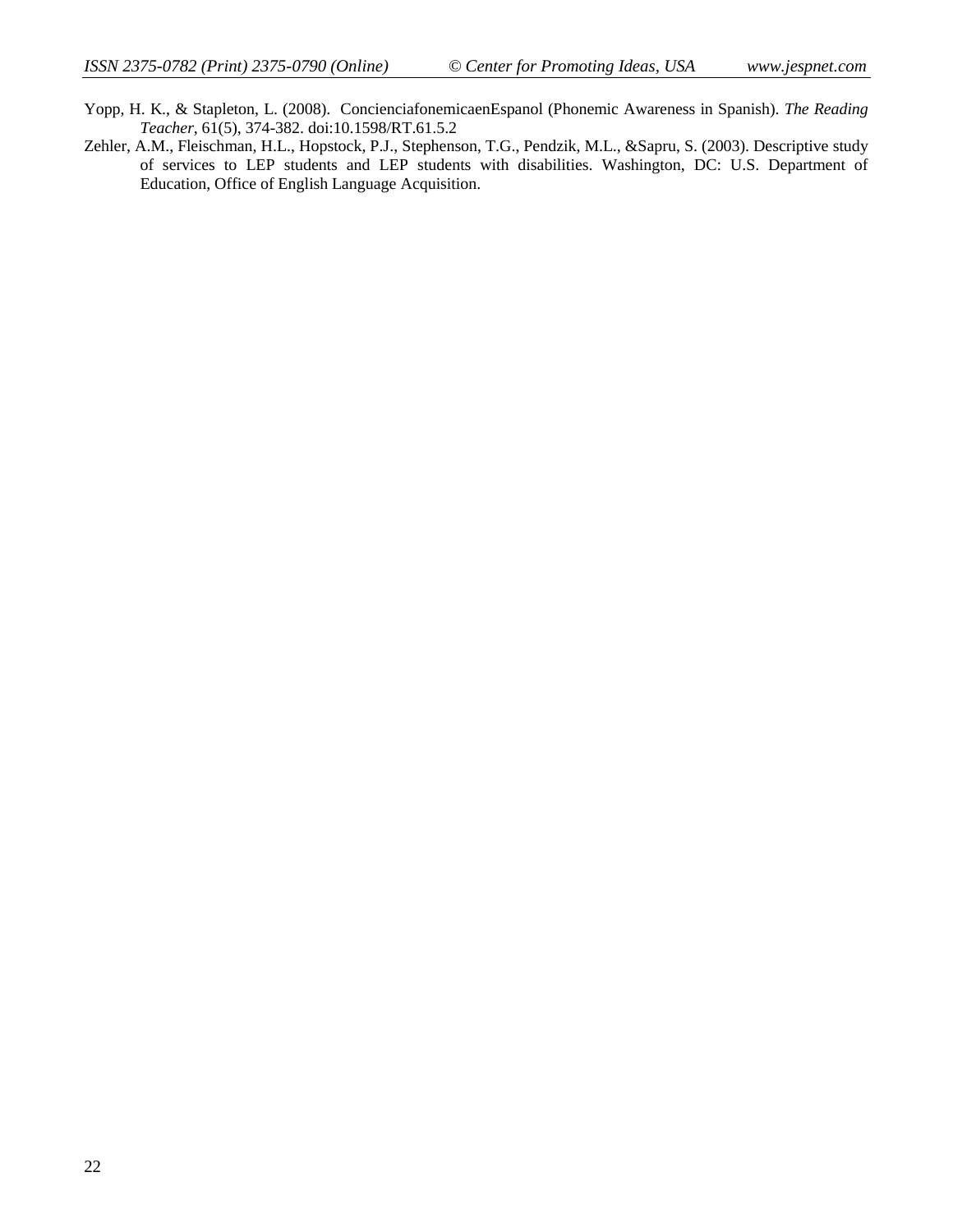Yopp, H. K., & Stapleton, L. (2008). ConcienciafonemicaenEspanol (Phonemic Awareness in Spanish). *The Reading Teacher*, 61(5), 374-382. doi:10.1598/RT.61.5.2

Zehler, A.M., Fleischman, H.L., Hopstock, P.J., Stephenson, T.G., Pendzik, M.L., &Sapru, S. (2003). Descriptive study of services to LEP students and LEP students with disabilities. Washington, DC: U.S. Department of Education, Office of English Language Acquisition.